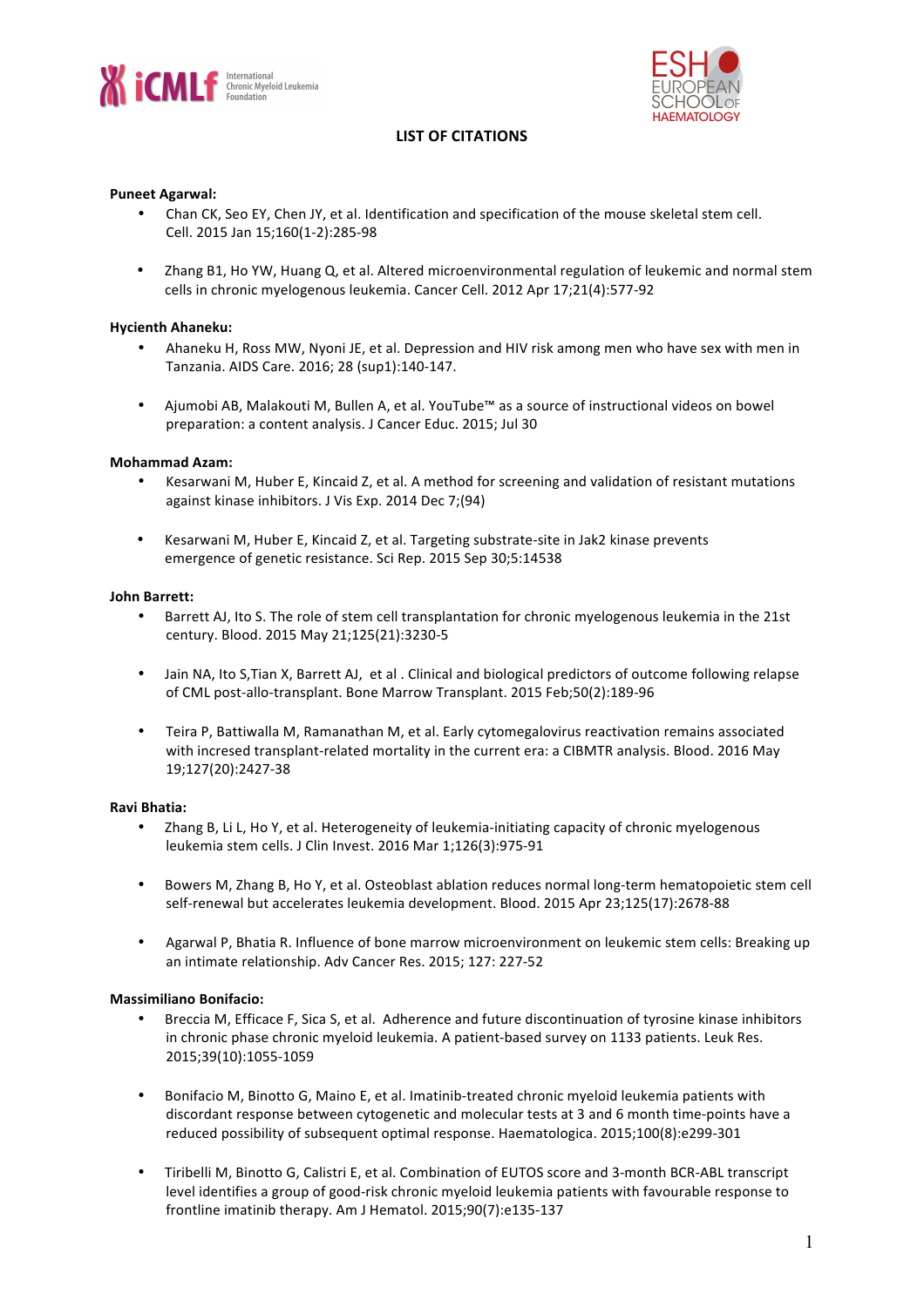# LIST OF CITATIONS

**Puneet Agarwal:**

- Chan CK, Seo EY, Chen JY, et al. Identification and specification of the mouse skeletal stem cell. Cell. 2015 Jan 15;160(1-2):285-98
- Zhang B1, Ho YW, Huang Q, et al. Altered microenvironmental regulation of leukemic and normal stem cells in chronic myelogenous leukemia. Cancer Cell. 2012 Apr 17;21(4):577-92

**Hycienth Ahaneku:**

- Ahaneku H, Ross MW, Nyoni JE, et al. Depression and HIV risk among men who have sex with men in Tanzania. AIDS Care. 2016; 28 (sup1):140-147.
- Ajumobi AB, Malakouti M, Bullen A, et al. YouTube™ as a source of instructional videos on bowel preparation: a content analysis. J Cancer Educ. 2015; Jul 30

**Mohammad Azam:**

- Kesarwani M, Huber E, Kincaid Z, et al. A method for screening and validation of resistant mutations against kinase inhibitors. J Vis Exp. 2014 Dec 7;(94)
- Kesarwani M, Huber E, Kincaid Z, et al. Targeting substrate-site in Jak2 kinase prevents emergence of genetic resistance. Sci Rep. 2015 Sep 30;5:14538

**John Barrett:**

- Barrett AJ, Ito S. The role of stem cell transplantation for chronic myelogenous leukemia in the 21st century. Blood. 2015 May 21;125(21):3230-5
- Jain NA, Ito S,Tian X, Barrett AJ, et al . Clinical and biological predictors of outcome following relapse of CML post-allo-transplant. Bone Marrow Transplant. 2015 Feb;50(2):189-96
- Teira P, Battiwalla M, Ramanathan M, et al. Early cytomegalovirus reactivation remains associated with incresed transplant-related mortality in the current era: a CIBMTR analysis. Blood. 2016 May 19;127(20):2427-38

**Ravi Bhatia:**

- Zhang B, Li L, Ho Y, et al. Heterogeneity of leukemia-initiating capacity of chronic myelogenous leukemia stem cells. J Clin Invest. 2016 Mar 1;126(3):975-91
- Bowers M, Zhang B, Ho Y, et al. Osteoblast ablation reduces normal long-term hematopoietic stem cell self-renewal but accelerates leukemia development. Blood. 2015 Apr 23;125(17):2678-88
- Agarwal P, Bhatia R. Influence of bone marrow microenvironment on leukemic stem cells: Breaking up an intimate relationship. Adv Cancer Res. 2015; 127: 227-52

**Massimiliano Bonifacio:**

- Breccia M, Efficace F, Sica S, et al. Adherence and future discontinuation of tyrosine kinase inhibitors in chronic phase chronic myeloid leukemia. A patient-based survey on 1133 patients. Leuk Res. 2015;39(10):1055-1059
- Bonifacio M, Binotto G, Maino E, et al. Imatinib-treated chronic myeloid leukemia patients with discordant response between cytogenetic and molecular tests at 3 and 6 month time-points have a reduced possibility of subsequent optimal response. Haematologica. 2015;100(8):e299-301
- Tiribelli M, Binotto G, Calistri E, et al. Combination of EUTOS score and 3-month BCR-ABL transcript level identifies a group of good-risk chronic myeloid leukemia patients with favourable response to frontline imatinib therapy. Am J Hematol. 2015;90(7):e135-137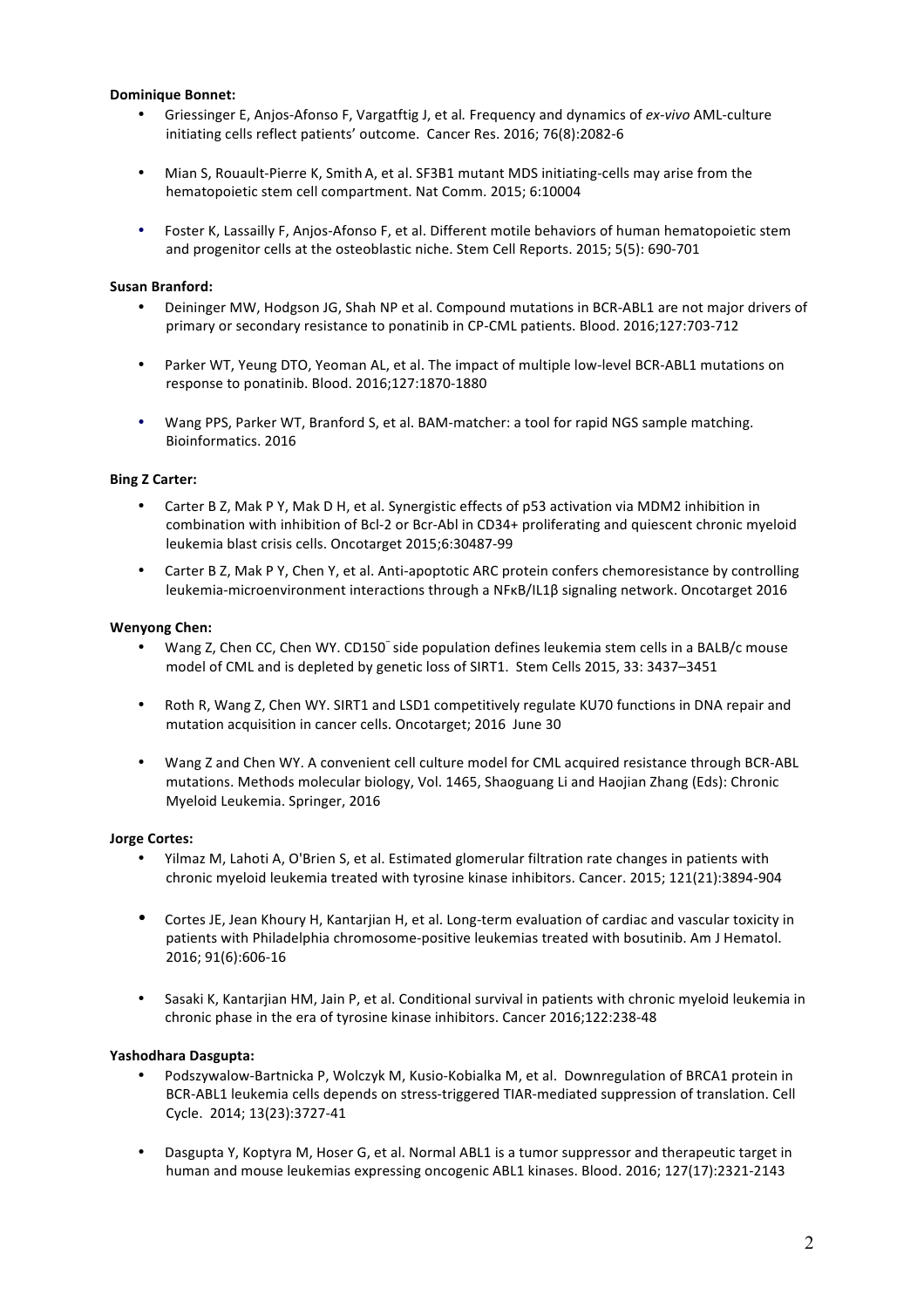**Dominique Bonnet:**

- Griessinger E, Anjos-Afonso F, Vargatftig J, et al. Frequency and dynamics of *ex-vivo* AML-culture initiating cells reflect patients' outcome. Cancer Res. 2016; 76(8):2082-6
- Mian S, Rouault-Pierre K, Smith A, et al. SF3B1 mutant MDS initiating-cells may arise from the hematopoietic stem cell compartment. Nat Comm. 2015; 6:10004
- Foster K, Lassailly F, Anjos-Afonso F, et al. Different motile behaviors of human hematopoietic stem and progenitor cells at the osteoblastic niche. Stem Cell Reports. 2015; 5(5): 690-701

**Susan Branford:**

- Deininger MW, Hodgson JG, Shah NP et al. Compound mutations in BCR-ABL1 are not major drivers of primary or secondary resistance to ponatinib in CP-CML patients. Blood. 2016;127:703-712
- Parker WT, Yeung DTO, Yeoman AL, et al. The impact of multiple low-level BCR-ABL1 mutations on response to ponatinib. Blood. 2016;127:1870-1880
- Wang PPS, Parker WT, Branford S, et al. BAM-matcher: a tool for rapid NGS sample matching. Bioinformatics. 2016

**Bing Z Carter:**

- Carter B Z, Mak P Y, Mak D H, et al. Synergistic effects of p53 activation via MDM2 inhibition in combination with inhibition of Bcl-2 or Bcr-Abl in CD34+ proliferating and quiescent chronic myeloid leukemia blast crisis cells. Oncotarget 2015;6:30487-99
- Carter B Z, Mak P Y, Chen Y, et al. Anti-apoptotic ARC protein confers chemoresistance by controlling leukemia-microenvironment interactions through a NFκB/IL1β signaling network. Oncotarget 2016

**Wenyong Chen:**

- Wang Z, Chen CC, Chen WY. CD150⁻ side population defines leukemia stem cells in a BALB/c mouse model of CML and is depleted by genetic loss of SIRT1. Stem Cells 2015, 33: 3437–3451
- Roth R, Wang Z, Chen WY. SIRT1 and LSD1 competitively regulate KU70 functions in DNA repair and mutation acquisition in cancer cells. Oncotarget; 2016 June 30
- Wang Z and Chen WY. A convenient cell culture model for CML acquired resistance through BCR-ABL mutations. Methods molecular biology, Vol. 1465, Shaoguang Li and Haojian Zhang (Eds): Chronic Myeloid Leukemia. Springer, 2016

**Jorge Cortes:**

- Yilmaz M, Lahoti A, O'Brien S, et al. Estimated glomerular filtration rate changes in patients with chronic myeloid leukemia treated with tyrosine kinase inhibitors. Cancer. 2015; 121(21):3894-904
- Cortes JE, Jean Khoury H, Kantarjian H, et al. Long-term evaluation of cardiac and vascular toxicity in patients with Philadelphia chromosome-positive leukemias treated with bosutinib. Am J Hematol. 2016; 91(6):606-16
- Sasaki K, Kantarjian HM, Jain P, et al. Conditional survival in patients with chronic myeloid leukemia in chronic phase in the era of tyrosine kinase inhibitors. Cancer 2016;122:238-48

**Yashodhara Dasgupta:**

- Podszywalow-Bartnicka P, Wolczyk M, Kusio-Kobialka M, et al. Downregulation of BRCA1 protein in BCR-ABL1 leukemia cells depends on stress-triggered TIAR-mediated suppression of translation. Cell Cycle. 2014; 13(23):3727-41
- Dasgupta Y, Koptyra M, Hoser G, et al. Normal ABL1 is a tumor suppressor and therapeutic target in human and mouse leukemias expressing oncogenic ABL1 kinases. Blood. 2016; 127(17):2321-2143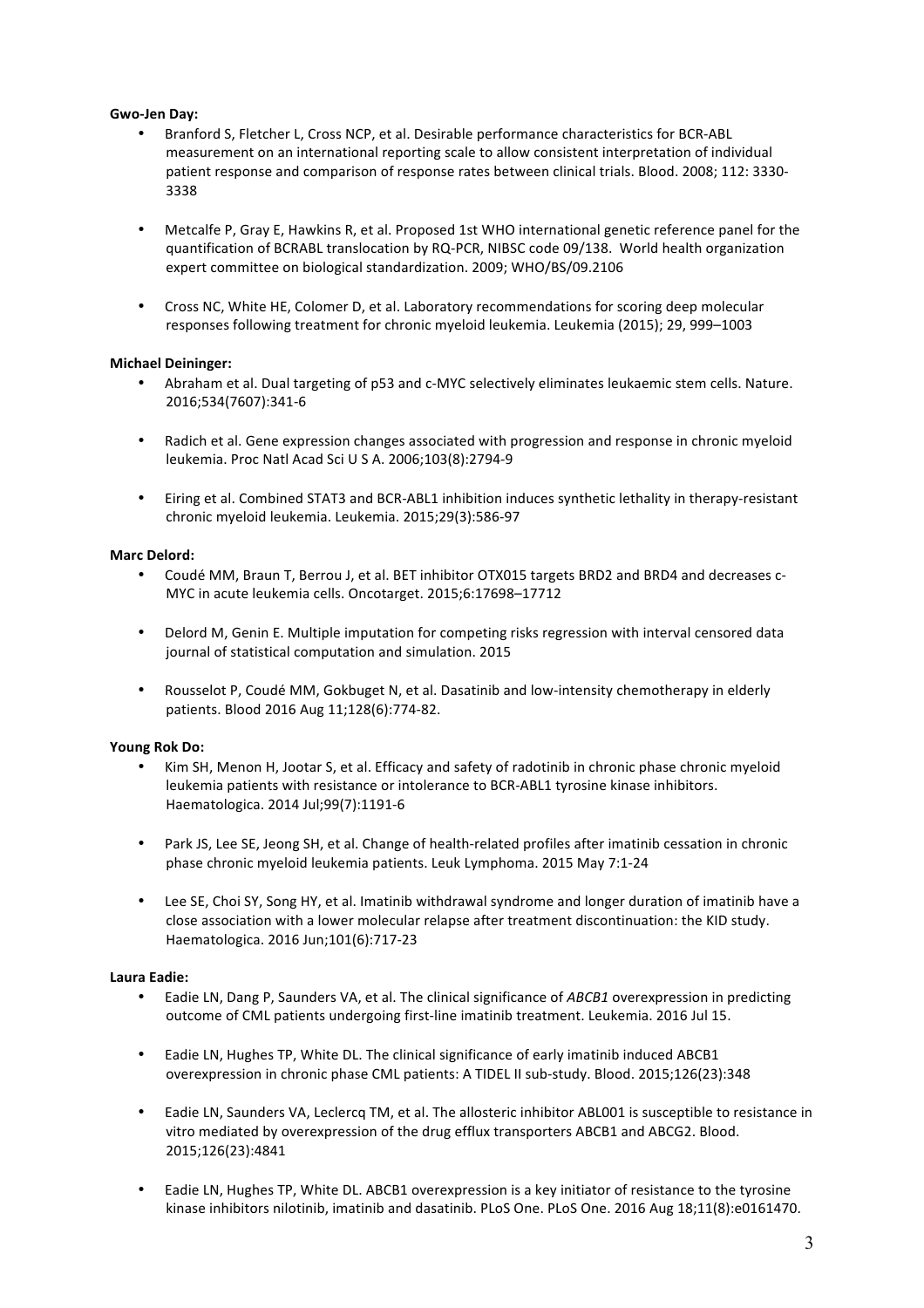**Gwo-Jen Day:**

- Branford S, Fletcher L, Cross NCP, et al. Desirable performance characteristics for BCR-ABL measurement on an international reporting scale to allow consistent interpretation of individual patient response and comparison of response rates between clinical trials. Blood. 2008; 112: 3330-3338

- Metcalfe P, Gray E, Hawkins R, et al. Proposed 1st WHO international genetic reference panel for the quantification of BCRABL translocation by RQ-PCR, NIBSC code 09/138. World health organization expert committee on biological standardization. 2009; WHO/BS/09.2106

- Cross NC, White HE, Colomer D, et al. Laboratory recommendations for scoring deep molecular responses following treatment for chronic myeloid leukemia. Leukemia (2015); 29, 999–1003

**Michael Deininger:**

- Abraham et al. Dual targeting of p53 and c-MYC selectively eliminates leukaemic stem cells. Nature. 2016;534(7607):341-6

- Radich et al. Gene expression changes associated with progression and response in chronic myeloid leukemia. Proc Natl Acad Sci U S A. 2006;103(8):2794-9

- Eiring et al. Combined STAT3 and BCR-ABL1 inhibition induces synthetic lethality in therapy-resistant chronic myeloid leukemia. Leukemia. 2015;29(3):586-97

**Marc Delord:**

- Coudé MM, Braun T, Berrou J, et al. BET inhibitor OTX015 targets BRD2 and BRD4 and decreases c-MYC in acute leukemia cells. Oncotarget. 2015;6:17698–17712

- Delord M, Genin E. Multiple imputation for competing risks regression with interval censored data journal of statistical computation and simulation. 2015

- Rousselot P, Coudé MM, Gokbuget N, et al. Dasatinib and low-intensity chemotherapy in elderly patients. Blood 2016 Aug 11;128(6):774-82.

**Young Rok Do:**

- Kim SH, Menon H, Jootar S, et al. Efficacy and safety of radotinib in chronic phase chronic myeloid leukemia patients with resistance or intolerance to BCR-ABL1 tyrosine kinase inhibitors. Haematologica. 2014 Jul;99(7):1191-6

- Park JS, Lee SE, Jeong SH, et al. Change of health-related profiles after imatinib cessation in chronic phase chronic myeloid leukemia patients. Leuk Lymphoma. 2015 May 7:1-24

- Lee SE, Choi SY, Song HY, et al. Imatinib withdrawal syndrome and longer duration of imatinib have a close association with a lower molecular relapse after treatment discontinuation: the KID study. Haematologica. 2016 Jun;101(6):717-23

**Laura Eadie:**

- Eadie LN, Dang P, Saunders VA, et al. The clinical significance of *ABCB1* overexpression in predicting outcome of CML patients undergoing first-line imatinib treatment. Leukemia. 2016 Jul 15.

- Eadie LN, Hughes TP, White DL. The clinical significance of early imatinib induced ABCB1 overexpression in chronic phase CML patients: A TIDEL II sub-study. Blood. 2015;126(23):348

- Eadie LN, Saunders VA, Leclercq TM, et al. The allosteric inhibitor ABL001 is susceptible to resistance in vitro mediated by overexpression of the drug efflux transporters ABCB1 and ABCG2. Blood. 2015;126(23):4841

- Eadie LN, Hughes TP, White DL. ABCB1 overexpression is a key initiator of resistance to the tyrosine kinase inhibitors nilotinib, imatinib and dasatinib. PLoS One. PLoS One. 2016 Aug 18;11(8):e0161470.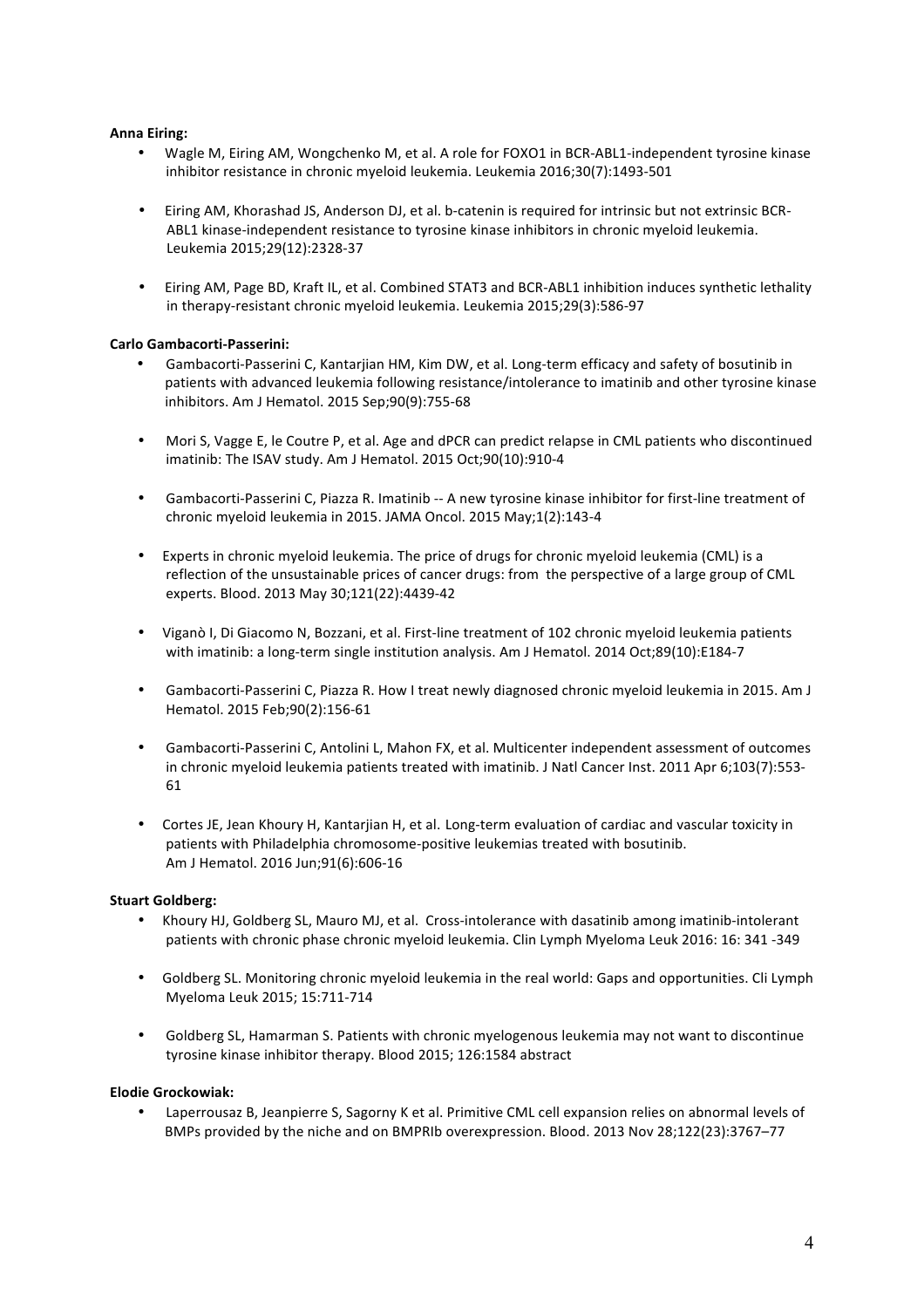**Anna Eiring:**

- Wagle M, Eiring AM, Wongchenko M, et al. A role for FOXO1 in BCR-ABL1-independent tyrosine kinase inhibitor resistance in chronic myeloid leukemia. Leukemia 2016;30(7):1493-501
- Eiring AM, Khorashad JS, Anderson DJ, et al. b-catenin is required for intrinsic but not extrinsic BCR-ABL1 kinase-independent resistance to tyrosine kinase inhibitors in chronic myeloid leukemia. Leukemia 2015;29(12):2328-37
- Eiring AM, Page BD, Kraft IL, et al. Combined STAT3 and BCR-ABL1 inhibition induces synthetic lethality in therapy-resistant chronic myeloid leukemia. Leukemia 2015;29(3):586-97

**Carlo Gambacorti-Passerini:**

- Gambacorti-Passerini C, Kantarjian HM, Kim DW, et al. Long-term efficacy and safety of bosutinib in patients with advanced leukemia following resistance/intolerance to imatinib and other tyrosine kinase inhibitors. Am J Hematol. 2015 Sep;90(9):755-68
- Mori S, Vagge E, le Coutre P, et al. Age and dPCR can predict relapse in CML patients who discontinued imatinib: The ISAV study. Am J Hematol. 2015 Oct;90(10):910-4
- Gambacorti-Passerini C, Piazza R. Imatinib -- A new tyrosine kinase inhibitor for first-line treatment of chronic myeloid leukemia in 2015. JAMA Oncol. 2015 May;1(2):143-4
- Experts in chronic myeloid leukemia. The price of drugs for chronic myeloid leukemia (CML) is a reflection of the unsustainable prices of cancer drugs: from the perspective of a large group of CML experts. Blood. 2013 May 30;121(22):4439-42
- Viganò I, Di Giacomo N, Bozzani, et al. First-line treatment of 102 chronic myeloid leukemia patients with imatinib: a long-term single institution analysis. Am J Hematol. 2014 Oct;89(10):E184-7
- Gambacorti-Passerini C, Piazza R. How I treat newly diagnosed chronic myeloid leukemia in 2015. Am J Hematol. 2015 Feb;90(2):156-61
- Gambacorti-Passerini C, Antolini L, Mahon FX, et al. Multicenter independent assessment of outcomes in chronic myeloid leukemia patients treated with imatinib. J Natl Cancer Inst. 2011 Apr 6;103(7):553-61
- Cortes JE, Jean Khoury H, Kantarjian H, et al. Long-term evaluation of cardiac and vascular toxicity in patients with Philadelphia chromosome-positive leukemias treated with bosutinib. Am J Hematol. 2016 Jun;91(6):606-16

**Stuart Goldberg:**

- Khoury HJ, Goldberg SL, Mauro MJ, et al. Cross-intolerance with dasatinib among imatinib-intolerant patients with chronic phase chronic myeloid leukemia. Clin Lymph Myeloma Leuk 2016: 16: 341 -349
- Goldberg SL. Monitoring chronic myeloid leukemia in the real world: Gaps and opportunities. Cli Lymph Myeloma Leuk 2015; 15:711-714
- Goldberg SL, Hamarman S. Patients with chronic myelogenous leukemia may not want to discontinue tyrosine kinase inhibitor therapy. Blood 2015; 126:1584 abstract

**Elodie Grockowiak:**

- Laperrousaz B, Jeanpierre S, Sagorny K et al. Primitive CML cell expansion relies on abnormal levels of BMPs provided by the niche and on BMPRIb overexpression. Blood. 2013 Nov 28;122(23):3767–77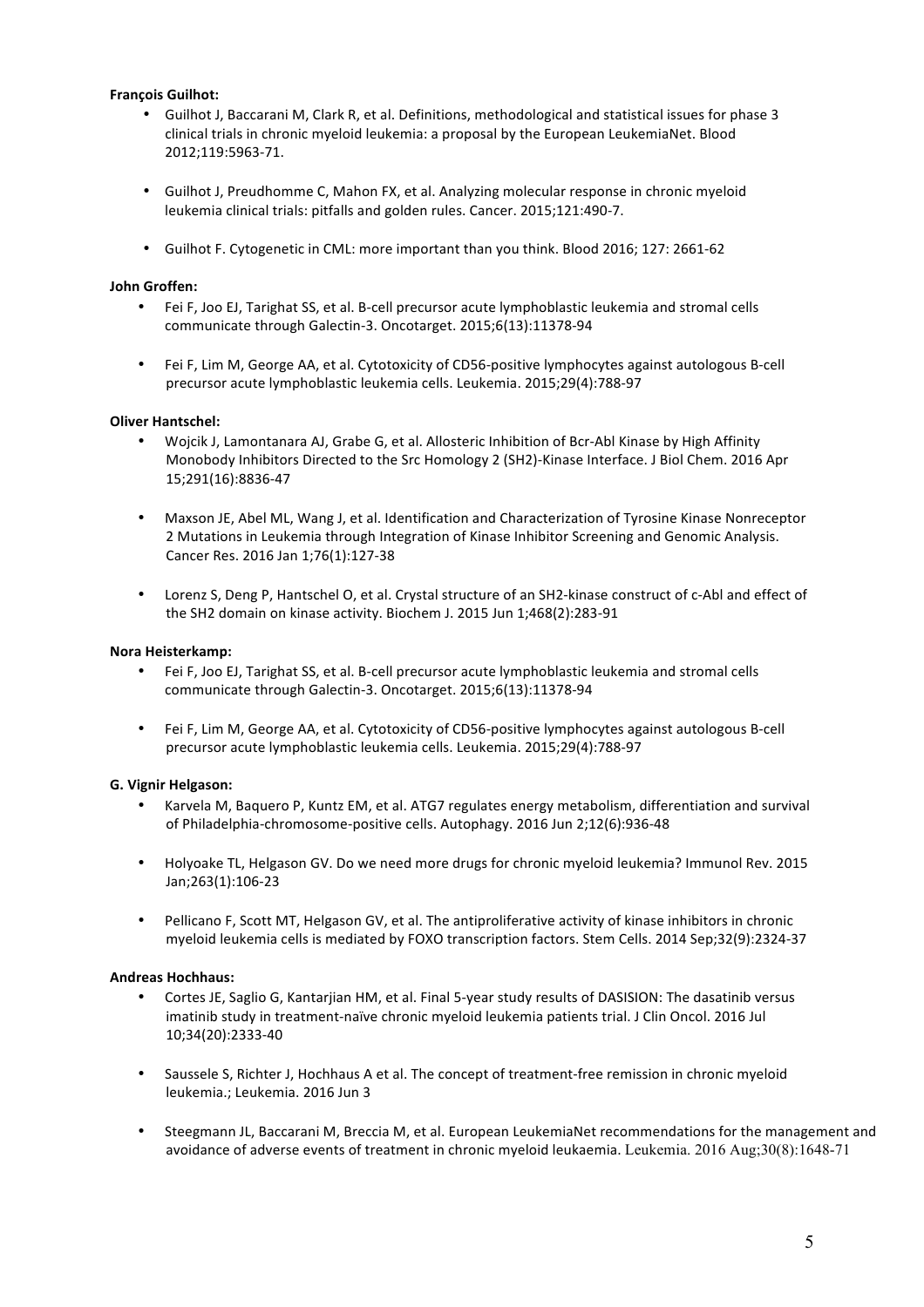**François Guilhot:**

- Guilhot J, Baccarani M, Clark R, et al. Definitions, methodological and statistical issues for phase 3 clinical trials in chronic myeloid leukemia: a proposal by the European LeukemiaNet. Blood 2012;119:5963-71.

- Guilhot J, Preudhomme C, Mahon FX, et al. Analyzing molecular response in chronic myeloid leukemia clinical trials: pitfalls and golden rules. Cancer. 2015;121:490-7.

- Guilhot F. Cytogenetic in CML: more important than you think. Blood 2016; 127: 2661-62

**John Groffen:**

- Fei F, Joo EJ, Tarighat SS, et al. B-cell precursor acute lymphoblastic leukemia and stromal cells communicate through Galectin-3. Oncotarget. 2015;6(13):11378-94

- Fei F, Lim M, George AA, et al. Cytotoxicity of CD56-positive lymphocytes against autologous B-cell precursor acute lymphoblastic leukemia cells. Leukemia. 2015;29(4):788-97

**Oliver Hantschel:**

- Wojcik J, Lamontanara AJ, Grabe G, et al. Allosteric Inhibition of Bcr-Abl Kinase by High Affinity Monobody Inhibitors Directed to the Src Homology 2 (SH2)-Kinase Interface. J Biol Chem. 2016 Apr 15;291(16):8836-47

- Maxson JE, Abel ML, Wang J, et al. Identification and Characterization of Tyrosine Kinase Nonreceptor 2 Mutations in Leukemia through Integration of Kinase Inhibitor Screening and Genomic Analysis. Cancer Res. 2016 Jan 1;76(1):127-38

- Lorenz S, Deng P, Hantschel O, et al. Crystal structure of an SH2-kinase construct of c-Abl and effect of the SH2 domain on kinase activity. Biochem J. 2015 Jun 1;468(2):283-91

**Nora Heisterkamp:**

- Fei F, Joo EJ, Tarighat SS, et al. B-cell precursor acute lymphoblastic leukemia and stromal cells communicate through Galectin-3. Oncotarget. 2015;6(13):11378-94

- Fei F, Lim M, George AA, et al. Cytotoxicity of CD56-positive lymphocytes against autologous B-cell precursor acute lymphoblastic leukemia cells. Leukemia. 2015;29(4):788-97

**G. Vignir Helgason:**

- Karvela M, Baquero P, Kuntz EM, et al. ATG7 regulates energy metabolism, differentiation and survival of Philadelphia-chromosome-positive cells. Autophagy. 2016 Jun 2;12(6):936-48

- Holyoake TL, Helgason GV. Do we need more drugs for chronic myeloid leukemia? Immunol Rev. 2015 Jan;263(1):106-23

- Pellicano F, Scott MT, Helgason GV, et al. The antiproliferative activity of kinase inhibitors in chronic myeloid leukemia cells is mediated by FOXO transcription factors. Stem Cells. 2014 Sep;32(9):2324-37

**Andreas Hochhaus:**

- Cortes JE, Saglio G, Kantarjian HM, et al. Final 5-year study results of DASISION: The dasatinib versus imatinib study in treatment-naïve chronic myeloid leukemia patients trial. J Clin Oncol. 2016 Jul 10;34(20):2333-40

- Saussele S, Richter J, Hochhaus A et al. The concept of treatment-free remission in chronic myeloid leukemia.; Leukemia. 2016 Jun 3

- Steegmann JL, Baccarani M, Breccia M, et al. European LeukemiaNet recommendations for the management and avoidance of adverse events of treatment in chronic myeloid leukaemia. Leukemia. 2016 Aug;30(8):1648-71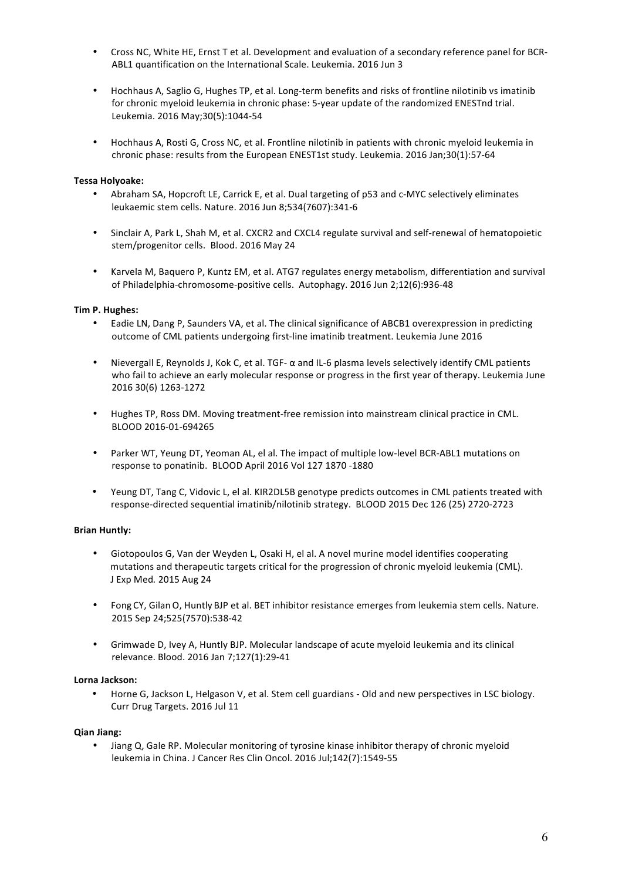- Cross NC, White HE, Ernst T et al. Development and evaluation of a secondary reference panel for BCR-ABL1 quantification on the International Scale. Leukemia. 2016 Jun 3

- Hochhaus A, Saglio G, Hughes TP, et al. Long-term benefits and risks of frontline nilotinib vs imatinib for chronic myeloid leukemia in chronic phase: 5-year update of the randomized ENESTnd trial. Leukemia. 2016 May;30(5):1044-54

- Hochhaus A, Rosti G, Cross NC, et al. Frontline nilotinib in patients with chronic myeloid leukemia in chronic phase: results from the European ENEST1st study. Leukemia. 2016 Jan;30(1):57-64

**Tessa Holyoake:**

- Abraham SA, Hopcroft LE, Carrick E, et al. Dual targeting of p53 and c-MYC selectively eliminates leukaemic stem cells. Nature. 2016 Jun 8;534(7607):341-6

- Sinclair A, Park L, Shah M, et al. CXCR2 and CXCL4 regulate survival and self-renewal of hematopoietic stem/progenitor cells. Blood. 2016 May 24

- Karvela M, Baquero P, Kuntz EM, et al. ATG7 regulates energy metabolism, differentiation and survival of Philadelphia-chromosome-positive cells. Autophagy. 2016 Jun 2;12(6):936-48

**Tim P. Hughes:**

- Eadie LN, Dang P, Saunders VA, et al. The clinical significance of ABCB1 overexpression in predicting outcome of CML patients undergoing first-line imatinib treatment. Leukemia June 2016

- Nievergall E, Reynolds J, Kok C, et al. TGF- α and IL-6 plasma levels selectively identify CML patients who fail to achieve an early molecular response or progress in the first year of therapy. Leukemia June 2016 30(6) 1263-1272

- Hughes TP, Ross DM. Moving treatment-free remission into mainstream clinical practice in CML. BLOOD 2016-01-694265

- Parker WT, Yeung DT, Yeoman AL, el al. The impact of multiple low-level BCR-ABL1 mutations on response to ponatinib. BLOOD April 2016 Vol 127 1870 -1880

- Yeung DT, Tang C, Vidovic L, el al. KIR2DL5B genotype predicts outcomes in CML patients treated with response-directed sequential imatinib/nilotinib strategy. BLOOD 2015 Dec 126 (25) 2720-2723

**Brian Huntly:**

- Giotopoulos G, Van der Weyden L, Osaki H, el al. A novel murine model identifies cooperating mutations and therapeutic targets critical for the progression of chronic myeloid leukemia (CML). J Exp Med. 2015 Aug 24

- Fong CY, Gilan O, Huntly BJP et al. BET inhibitor resistance emerges from leukemia stem cells. Nature. 2015 Sep 24;525(7570):538-42

- Grimwade D, Ivey A, Huntly BJP. Molecular landscape of acute myeloid leukemia and its clinical relevance. Blood. 2016 Jan 7;127(1):29-41

**Lorna Jackson:**

- Horne G, Jackson L, Helgason V, et al. Stem cell guardians - Old and new perspectives in LSC biology. Curr Drug Targets. 2016 Jul 11

**Qian Jiang:**

- Jiang Q, Gale RP. Molecular monitoring of tyrosine kinase inhibitor therapy of chronic myeloid leukemia in China. J Cancer Res Clin Oncol. 2016 Jul;142(7):1549-55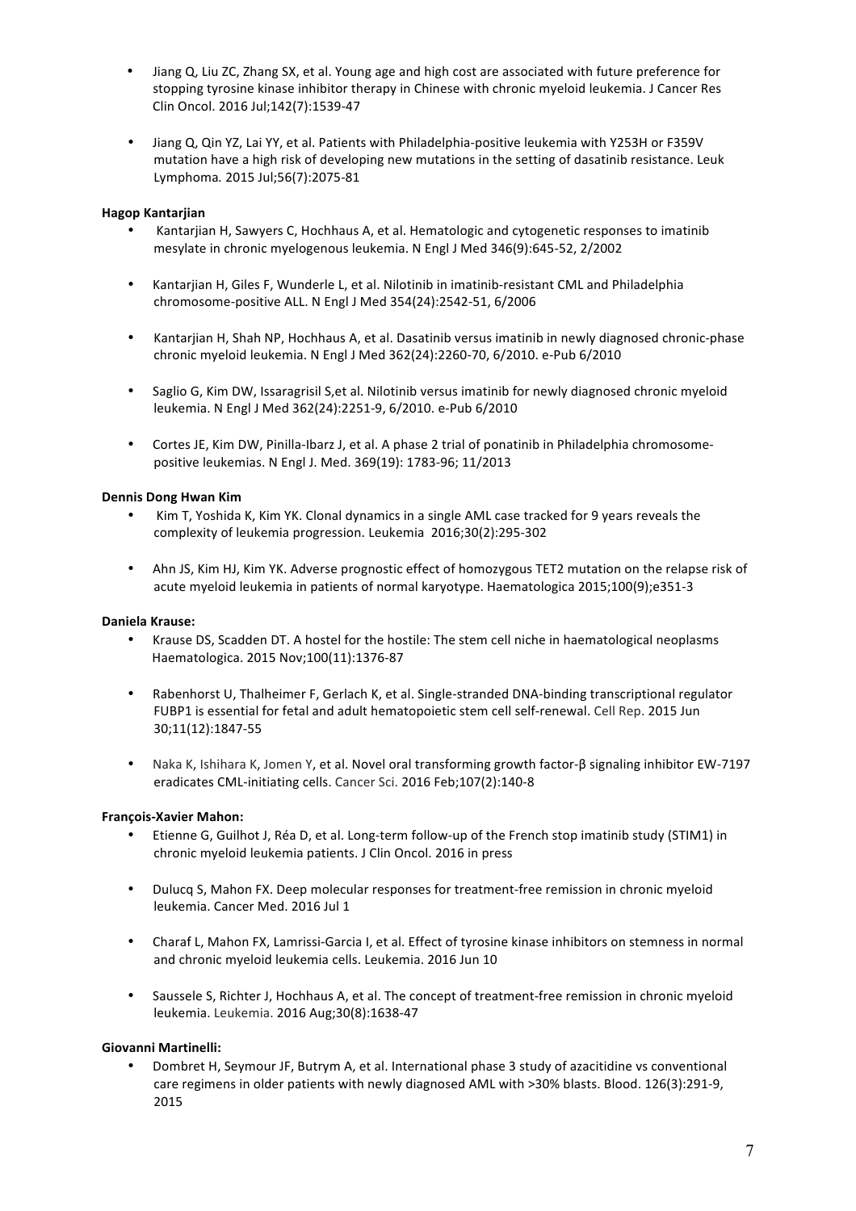- Jiang Q, Liu ZC, Zhang SX, et al. Young age and high cost are associated with future preference for stopping tyrosine kinase inhibitor therapy in Chinese with chronic myeloid leukemia. J Cancer Res Clin Oncol. 2016 Jul;142(7):1539-47

- Jiang Q, Qin YZ, Lai YY, et al. Patients with Philadelphia-positive leukemia with Y253H or F359V mutation have a high risk of developing new mutations in the setting of dasatinib resistance. Leuk Lymphoma. 2015 Jul;56(7):2075-81

**Hagop Kantarjian**

- Kantarjian H, Sawyers C, Hochhaus A, et al. Hematologic and cytogenetic responses to imatinib mesylate in chronic myelogenous leukemia. N Engl J Med 346(9):645-52, 2/2002

- Kantarjian H, Giles F, Wunderle L, et al. Nilotinib in imatinib-resistant CML and Philadelphia chromosome-positive ALL. N Engl J Med 354(24):2542-51, 6/2006

- Kantarjian H, Shah NP, Hochhaus A, et al. Dasatinib versus imatinib in newly diagnosed chronic-phase chronic myeloid leukemia. N Engl J Med 362(24):2260-70, 6/2010. e-Pub 6/2010

- Saglio G, Kim DW, Issaragrisil S,et al. Nilotinib versus imatinib for newly diagnosed chronic myeloid leukemia. N Engl J Med 362(24):2251-9, 6/2010. e-Pub 6/2010

- Cortes JE, Kim DW, Pinilla-Ibarz J, et al. A phase 2 trial of ponatinib in Philadelphia chromosome-positive leukemias. N Engl J. Med. 369(19): 1783-96; 11/2013

**Dennis Dong Hwan Kim**

- Kim T, Yoshida K, Kim YK. Clonal dynamics in a single AML case tracked for 9 years reveals the complexity of leukemia progression. Leukemia 2016;30(2):295-302

- Ahn JS, Kim HJ, Kim YK. Adverse prognostic effect of homozygous TET2 mutation on the relapse risk of acute myeloid leukemia in patients of normal karyotype. Haematologica 2015;100(9);e351-3

**Daniela Krause:**

- Krause DS, Scadden DT. A hostel for the hostile: The stem cell niche in haematological neoplasms Haematologica. 2015 Nov;100(11):1376-87

- Rabenhorst U, Thalheimer F, Gerlach K, et al. Single-stranded DNA-binding transcriptional regulator FUBP1 is essential for fetal and adult hematopoietic stem cell self-renewal. Cell Rep. 2015 Jun 30;11(12):1847-55

- Naka K, Ishihara K, Jomen Y, et al. Novel oral transforming growth factor-β signaling inhibitor EW-7197 eradicates CML-initiating cells. Cancer Sci. 2016 Feb;107(2):140-8

**François-Xavier Mahon:**

- Etienne G, Guilhot J, Réa D, et al. Long-term follow-up of the French stop imatinib study (STIM1) in chronic myeloid leukemia patients. J Clin Oncol. 2016 in press

- Dulucq S, Mahon FX. Deep molecular responses for treatment-free remission in chronic myeloid leukemia. Cancer Med. 2016 Jul 1

- Charaf L, Mahon FX, Lamrissi-Garcia I, et al. Effect of tyrosine kinase inhibitors on stemness in normal and chronic myeloid leukemia cells. Leukemia. 2016 Jun 10

- Saussele S, Richter J, Hochhaus A, et al. The concept of treatment-free remission in chronic myeloid leukemia. Leukemia. 2016 Aug;30(8):1638-47

**Giovanni Martinelli:**

- Dombret H, Seymour JF, Butrym A, et al. International phase 3 study of azacitidine vs conventional care regimens in older patients with newly diagnosed AML with >30% blasts. Blood. 126(3):291-9, 2015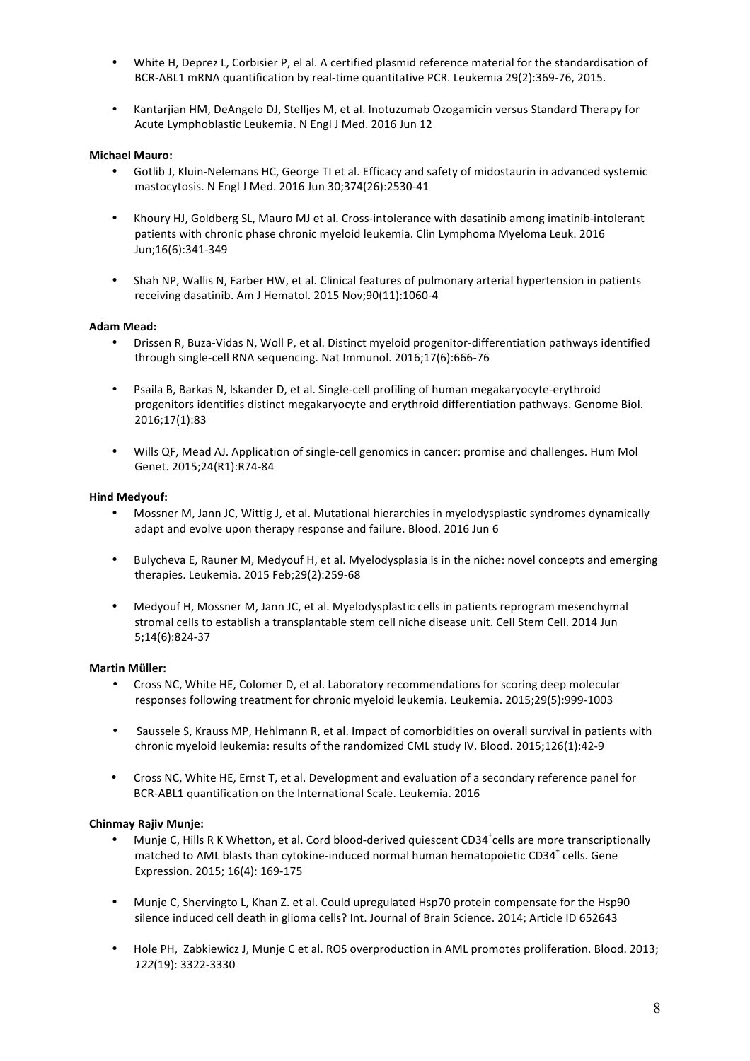- White H, Deprez L, Corbisier P, el al. A certified plasmid reference material for the standardisation of BCR-ABL1 mRNA quantification by real-time quantitative PCR. Leukemia 29(2):369-76, 2015.

- Kantarjian HM, DeAngelo DJ, Stelljes M, et al. Inotuzumab Ozogamicin versus Standard Therapy for Acute Lymphoblastic Leukemia. N Engl J Med. 2016 Jun 12

**Michael Mauro:**

- Gotlib J, Kluin-Nelemans HC, George TI et al. Efficacy and safety of midostaurin in advanced systemic mastocytosis. N Engl J Med. 2016 Jun 30;374(26):2530-41

- Khoury HJ, Goldberg SL, Mauro MJ et al. Cross-intolerance with dasatinib among imatinib-intolerant patients with chronic phase chronic myeloid leukemia. Clin Lymphoma Myeloma Leuk. 2016 Jun;16(6):341-349

- Shah NP, Wallis N, Farber HW, et al. Clinical features of pulmonary arterial hypertension in patients receiving dasatinib. Am J Hematol. 2015 Nov;90(11):1060-4

**Adam Mead:**

- Drissen R, Buza-Vidas N, Woll P, et al. Distinct myeloid progenitor-differentiation pathways identified through single-cell RNA sequencing. Nat Immunol. 2016;17(6):666-76

- Psaila B, Barkas N, Iskander D, et al. Single-cell profiling of human megakaryocyte-erythroid progenitors identifies distinct megakaryocyte and erythroid differentiation pathways. Genome Biol. 2016;17(1):83

- Wills QF, Mead AJ. Application of single-cell genomics in cancer: promise and challenges. Hum Mol Genet. 2015;24(R1):R74-84

**Hind Medyouf:**

- Mossner M, Jann JC, Wittig J, et al. Mutational hierarchies in myelodysplastic syndromes dynamically adapt and evolve upon therapy response and failure. Blood. 2016 Jun 6

- Bulycheva E, Rauner M, Medyouf H, et al. Myelodysplasia is in the niche: novel concepts and emerging therapies. Leukemia. 2015 Feb;29(2):259-68

- Medyouf H, Mossner M, Jann JC, et al. Myelodysplastic cells in patients reprogram mesenchymal stromal cells to establish a transplantable stem cell niche disease unit. Cell Stem Cell. 2014 Jun 5;14(6):824-37

**Martin Müller:**

- Cross NC, White HE, Colomer D, et al. Laboratory recommendations for scoring deep molecular responses following treatment for chronic myeloid leukemia. Leukemia. 2015;29(5):999-1003

- Saussele S, Krauss MP, Hehlmann R, et al. Impact of comorbidities on overall survival in patients with chronic myeloid leukemia: results of the randomized CML study IV. Blood. 2015;126(1):42-9

- Cross NC, White HE, Ernst T, et al. Development and evaluation of a secondary reference panel for BCR-ABL1 quantification on the International Scale. Leukemia. 2016

**Chinmay Rajiv Munje:**

- Munje C, Hills R K Whetton, et al. Cord blood-derived quiescent CD34$^{+}$cells are more transcriptionally matched to AML blasts than cytokine-induced normal human hematopoietic CD34$^{+}$ cells. Gene Expression. 2015; 16(4): 169-175

- Munje C, Shervingto L, Khan Z. et al. Could upregulated Hsp70 protein compensate for the Hsp90 silence induced cell death in glioma cells? Int. Journal of Brain Science. 2014; Article ID 652643

- Hole PH, Zabkiewicz J, Munje C et al. ROS overproduction in AML promotes proliferation. Blood. 2013; *122*(19): 3322-3330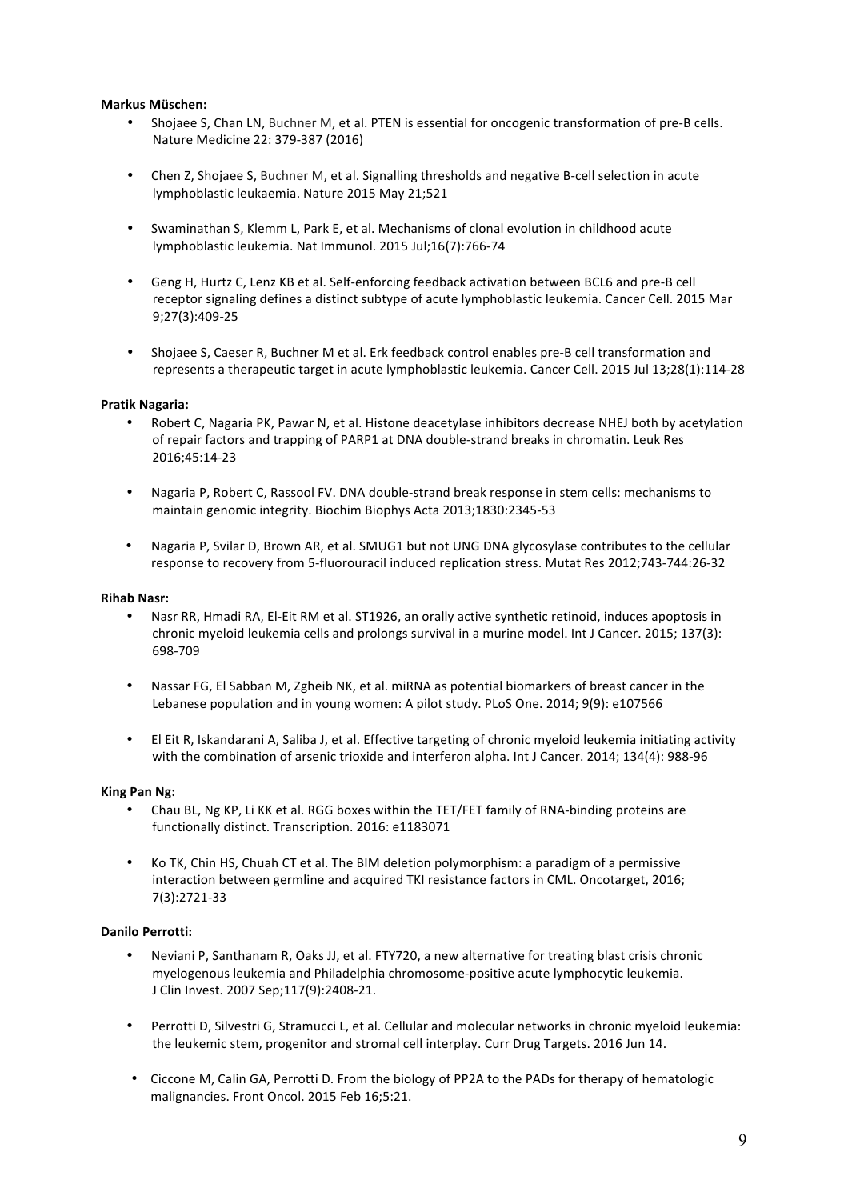**Markus Müschen:**

- Shojaee S, Chan LN, Buchner M, et al. PTEN is essential for oncogenic transformation of pre-B cells. Nature Medicine 22: 379-387 (2016)

- Chen Z, Shojaee S, Buchner M, et al. Signalling thresholds and negative B-cell selection in acute lymphoblastic leukaemia. Nature 2015 May 21;521

- Swaminathan S, Klemm L, Park E, et al. Mechanisms of clonal evolution in childhood acute lymphoblastic leukemia. Nat Immunol. 2015 Jul;16(7):766-74

- Geng H, Hurtz C, Lenz KB et al. Self-enforcing feedback activation between BCL6 and pre-B cell receptor signaling defines a distinct subtype of acute lymphoblastic leukemia. Cancer Cell. 2015 Mar 9;27(3):409-25

- Shojaee S, Caeser R, Buchner M et al. Erk feedback control enables pre-B cell transformation and represents a therapeutic target in acute lymphoblastic leukemia. Cancer Cell. 2015 Jul 13;28(1):114-28

**Pratik Nagaria:**

- Robert C, Nagaria PK, Pawar N, et al. Histone deacetylase inhibitors decrease NHEJ both by acetylation of repair factors and trapping of PARP1 at DNA double-strand breaks in chromatin. Leuk Res 2016;45:14-23

- Nagaria P, Robert C, Rassool FV. DNA double-strand break response in stem cells: mechanisms to maintain genomic integrity. Biochim Biophys Acta 2013;1830:2345-53

- Nagaria P, Svilar D, Brown AR, et al. SMUG1 but not UNG DNA glycosylase contributes to the cellular response to recovery from 5-fluorouracil induced replication stress. Mutat Res 2012;743-744:26-32

**Rihab Nasr:**

- Nasr RR, Hmadi RA, El-Eit RM et al. ST1926, an orally active synthetic retinoid, induces apoptosis in chronic myeloid leukemia cells and prolongs survival in a murine model. Int J Cancer. 2015; 137(3): 698-709

- Nassar FG, El Sabban M, Zgheib NK, et al. miRNA as potential biomarkers of breast cancer in the Lebanese population and in young women: A pilot study. PLoS One. 2014; 9(9): e107566

- El Eit R, Iskandarani A, Saliba J, et al. Effective targeting of chronic myeloid leukemia initiating activity with the combination of arsenic trioxide and interferon alpha. Int J Cancer. 2014; 134(4): 988-96

**King Pan Ng:**

- Chau BL, Ng KP, Li KK et al. RGG boxes within the TET/FET family of RNA-binding proteins are functionally distinct. Transcription. 2016: e1183071

- Ko TK, Chin HS, Chuah CT et al. The BIM deletion polymorphism: a paradigm of a permissive interaction between germline and acquired TKI resistance factors in CML. Oncotarget, 2016; 7(3):2721-33

**Danilo Perrotti:**

- Neviani P, Santhanam R, Oaks JJ, et al. FTY720, a new alternative for treating blast crisis chronic myelogenous leukemia and Philadelphia chromosome-positive acute lymphocytic leukemia. J Clin Invest. 2007 Sep;117(9):2408-21.

- Perrotti D, Silvestri G, Stramucci L, et al. Cellular and molecular networks in chronic myeloid leukemia: the leukemic stem, progenitor and stromal cell interplay. Curr Drug Targets. 2016 Jun 14.

- Ciccone M, Calin GA, Perrotti D. From the biology of PP2A to the PADs for therapy of hematologic malignancies. Front Oncol. 2015 Feb 16;5:21.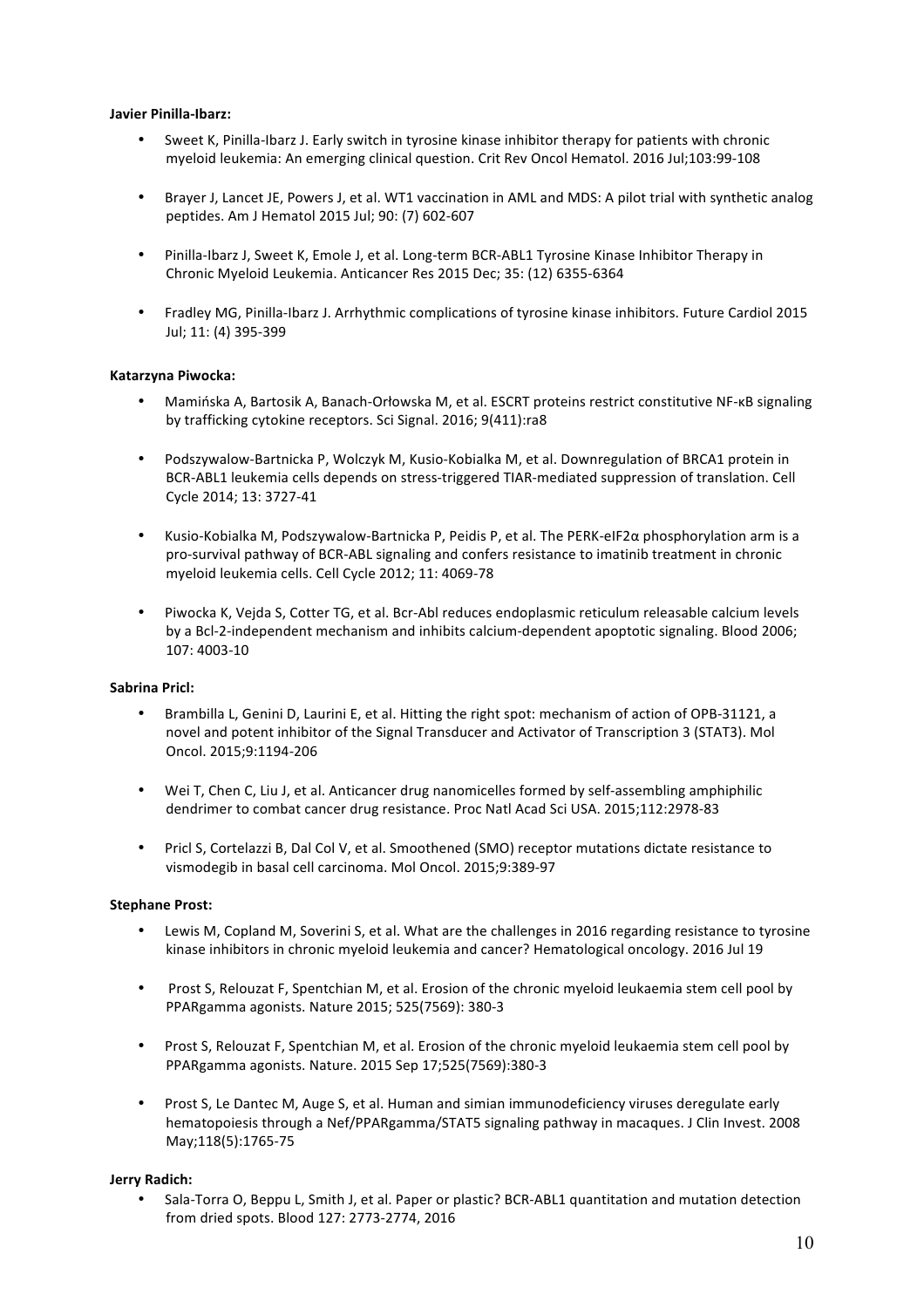**Javier Pinilla-Ibarz:**

- Sweet K, Pinilla-Ibarz J. Early switch in tyrosine kinase inhibitor therapy for patients with chronic myeloid leukemia: An emerging clinical question. Crit Rev Oncol Hematol. 2016 Jul;103:99-108
- Brayer J, Lancet JE, Powers J, et al. WT1 vaccination in AML and MDS: A pilot trial with synthetic analog peptides. Am J Hematol 2015 Jul; 90: (7) 602-607
- Pinilla-Ibarz J, Sweet K, Emole J, et al. Long-term BCR-ABL1 Tyrosine Kinase Inhibitor Therapy in Chronic Myeloid Leukemia. Anticancer Res 2015 Dec; 35: (12) 6355-6364
- Fradley MG, Pinilla-Ibarz J. Arrhythmic complications of tyrosine kinase inhibitors. Future Cardiol 2015 Jul; 11: (4) 395-399

**Katarzyna Piwocka:**

- Mamińska A, Bartosik A, Banach-Orłowska M, et al. ESCRT proteins restrict constitutive NF-κB signaling by trafficking cytokine receptors. Sci Signal. 2016; 9(411):ra8
- Podszywalow-Bartnicka P, Wolczyk M, Kusio-Kobialka M, et al. Downregulation of BRCA1 protein in BCR-ABL1 leukemia cells depends on stress-triggered TIAR-mediated suppression of translation. Cell Cycle 2014; 13: 3727-41
- Kusio-Kobialka M, Podszywalow-Bartnicka P, Peidis P, et al. The PERK-eIF2α phosphorylation arm is a pro-survival pathway of BCR-ABL signaling and confers resistance to imatinib treatment in chronic myeloid leukemia cells. Cell Cycle 2012; 11: 4069-78
- Piwocka K, Vejda S, Cotter TG, et al. Bcr-Abl reduces endoplasmic reticulum releasable calcium levels by a Bcl-2-independent mechanism and inhibits calcium-dependent apoptotic signaling. Blood 2006; 107: 4003-10

**Sabrina Pricl:**

- Brambilla L, Genini D, Laurini E, et al. Hitting the right spot: mechanism of action of OPB-31121, a novel and potent inhibitor of the Signal Transducer and Activator of Transcription 3 (STAT3). Mol Oncol. 2015;9:1194-206
- Wei T, Chen C, Liu J, et al. Anticancer drug nanomicelles formed by self-assembling amphiphilic dendrimer to combat cancer drug resistance. Proc Natl Acad Sci USA. 2015;112:2978-83
- Pricl S, Cortelazzi B, Dal Col V, et al. Smoothened (SMO) receptor mutations dictate resistance to vismodegib in basal cell carcinoma. Mol Oncol. 2015;9:389-97

**Stephane Prost:**

- Lewis M, Copland M, Soverini S, et al. What are the challenges in 2016 regarding resistance to tyrosine kinase inhibitors in chronic myeloid leukemia and cancer? Hematological oncology. 2016 Jul 19
- Prost S, Relouzat F, Spentchian M, et al. Erosion of the chronic myeloid leukaemia stem cell pool by PPARgamma agonists. Nature 2015; 525(7569): 380-3
- Prost S, Relouzat F, Spentchian M, et al. Erosion of the chronic myeloid leukaemia stem cell pool by PPARgamma agonists. Nature. 2015 Sep 17;525(7569):380-3
- Prost S, Le Dantec M, Auge S, et al. Human and simian immunodeficiency viruses deregulate early hematopoiesis through a Nef/PPARgamma/STAT5 signaling pathway in macaques. J Clin Invest. 2008 May;118(5):1765-75

**Jerry Radich:**

- Sala-Torra O, Beppu L, Smith J, et al. Paper or plastic? BCR-ABL1 quantitation and mutation detection from dried spots. Blood 127: 2773-2774, 2016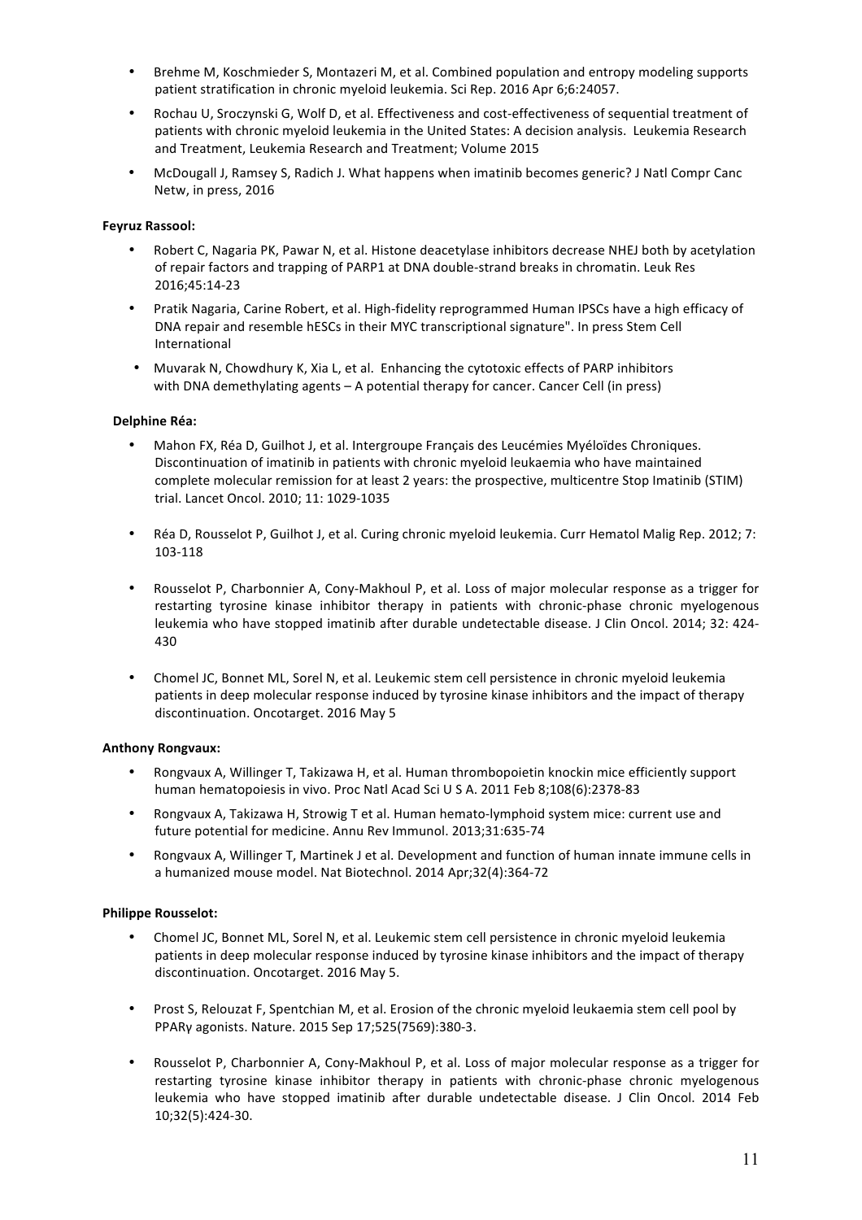- Brehme M, Koschmieder S, Montazeri M, et al. Combined population and entropy modeling supports patient stratification in chronic myeloid leukemia. Sci Rep. 2016 Apr 6;6:24057.
- Rochau U, Sroczynski G, Wolf D, et al. Effectiveness and cost-effectiveness of sequential treatment of patients with chronic myeloid leukemia in the United States: A decision analysis. Leukemia Research and Treatment, Leukemia Research and Treatment; Volume 2015
- McDougall J, Ramsey S, Radich J. What happens when imatinib becomes generic? J Natl Compr Canc Netw, in press, 2016

**Feyruz Rassool:**

- Robert C, Nagaria PK, Pawar N, et al. Histone deacetylase inhibitors decrease NHEJ both by acetylation of repair factors and trapping of PARP1 at DNA double-strand breaks in chromatin. Leuk Res 2016;45:14-23
- Pratik Nagaria, Carine Robert, et al. High-fidelity reprogrammed Human IPSCs have a high efficacy of DNA repair and resemble hESCs in their MYC transcriptional signature". In press Stem Cell International
- Muvarak N, Chowdhury K, Xia L, et al. Enhancing the cytotoxic effects of PARP inhibitors with DNA demethylating agents – A potential therapy for cancer. Cancer Cell (in press)

**Delphine Réa:**

- Mahon FX, Réa D, Guilhot J, et al. Intergroupe Français des Leucémies Myéloïdes Chroniques. Discontinuation of imatinib in patients with chronic myeloid leukaemia who have maintained complete molecular remission for at least 2 years: the prospective, multicentre Stop Imatinib (STIM) trial. Lancet Oncol. 2010; 11: 1029-1035
- Réa D, Rousselot P, Guilhot J, et al. Curing chronic myeloid leukemia. Curr Hematol Malig Rep. 2012; 7: 103-118
- Rousselot P, Charbonnier A, Cony-Makhoul P, et al. Loss of major molecular response as a trigger for restarting tyrosine kinase inhibitor therapy in patients with chronic-phase chronic myelogenous leukemia who have stopped imatinib after durable undetectable disease. J Clin Oncol. 2014; 32: 424-430
- Chomel JC, Bonnet ML, Sorel N, et al. Leukemic stem cell persistence in chronic myeloid leukemia patients in deep molecular response induced by tyrosine kinase inhibitors and the impact of therapy discontinuation. Oncotarget. 2016 May 5

**Anthony Rongvaux:**

- Rongvaux A, Willinger T, Takizawa H, et al. Human thrombopoietin knockin mice efficiently support human hematopoiesis in vivo. Proc Natl Acad Sci U S A. 2011 Feb 8;108(6):2378-83
- Rongvaux A, Takizawa H, Strowig T et al. Human hemato-lymphoid system mice: current use and future potential for medicine. Annu Rev Immunol. 2013;31:635-74
- Rongvaux A, Willinger T, Martinek J et al. Development and function of human innate immune cells in a humanized mouse model. Nat Biotechnol. 2014 Apr;32(4):364-72

**Philippe Rousselot:**

- Chomel JC, Bonnet ML, Sorel N, et al. Leukemic stem cell persistence in chronic myeloid leukemia patients in deep molecular response induced by tyrosine kinase inhibitors and the impact of therapy discontinuation. Oncotarget. 2016 May 5.
- Prost S, Relouzat F, Spentchian M, et al. Erosion of the chronic myeloid leukaemia stem cell pool by PPARγ agonists. Nature. 2015 Sep 17;525(7569):380-3.
- Rousselot P, Charbonnier A, Cony-Makhoul P, et al. Loss of major molecular response as a trigger for restarting tyrosine kinase inhibitor therapy in patients with chronic-phase chronic myelogenous leukemia who have stopped imatinib after durable undetectable disease. J Clin Oncol. 2014 Feb 10;32(5):424-30.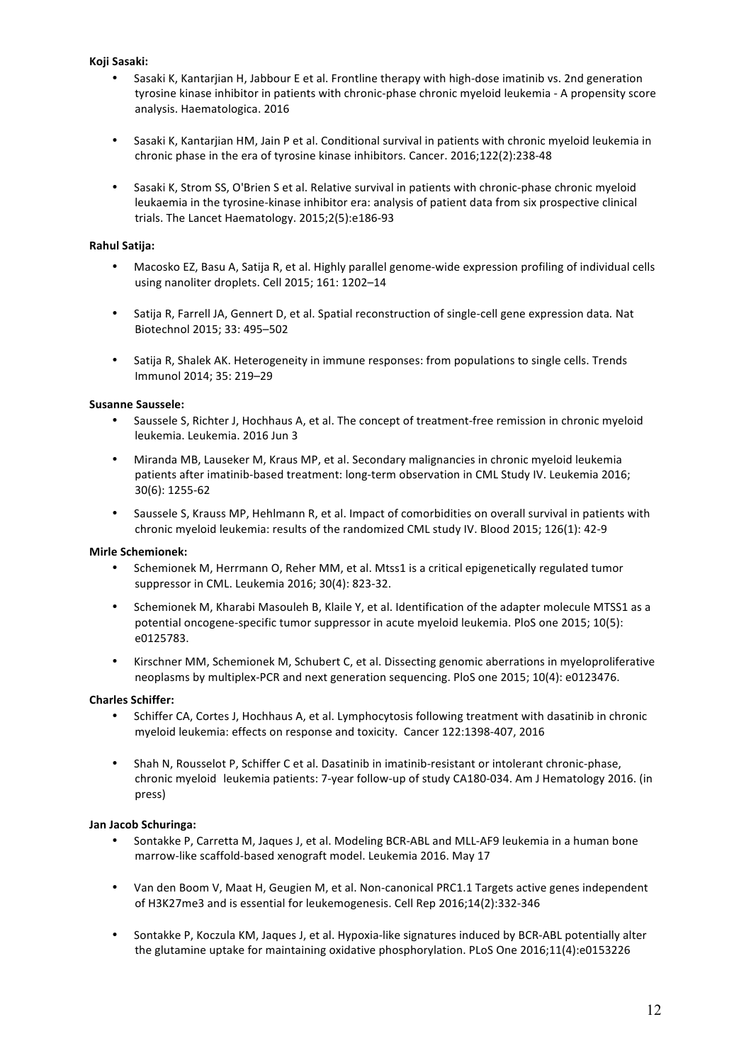**Koji Sasaki:**

- Sasaki K, Kantarjian H, Jabbour E et al. Frontline therapy with high-dose imatinib vs. 2nd generation tyrosine kinase inhibitor in patients with chronic-phase chronic myeloid leukemia - A propensity score analysis. Haematologica. 2016

- Sasaki K, Kantarjian HM, Jain P et al. Conditional survival in patients with chronic myeloid leukemia in chronic phase in the era of tyrosine kinase inhibitors. Cancer. 2016;122(2):238-48

- Sasaki K, Strom SS, O'Brien S et al. Relative survival in patients with chronic-phase chronic myeloid leukaemia in the tyrosine-kinase inhibitor era: analysis of patient data from six prospective clinical trials. The Lancet Haematology. 2015;2(5):e186-93

**Rahul Satija:**

- Macosko EZ, Basu A, Satija R, et al. Highly parallel genome-wide expression profiling of individual cells using nanoliter droplets. Cell 2015; 161: 1202–14

- Satija R, Farrell JA, Gennert D, et al. Spatial reconstruction of single-cell gene expression data. Nat Biotechnol 2015; 33: 495–502

- Satija R, Shalek AK. Heterogeneity in immune responses: from populations to single cells. Trends Immunol 2014; 35: 219–29

**Susanne Saussele:**

- Saussele S, Richter J, Hochhaus A, et al. The concept of treatment-free remission in chronic myeloid leukemia. Leukemia. 2016 Jun 3

- Miranda MB, Lauseker M, Kraus MP, et al. Secondary malignancies in chronic myeloid leukemia patients after imatinib-based treatment: long-term observation in CML Study IV. Leukemia 2016; 30(6): 1255-62

- Saussele S, Krauss MP, Hehlmann R, et al. Impact of comorbidities on overall survival in patients with chronic myeloid leukemia: results of the randomized CML study IV. Blood 2015; 126(1): 42-9

**Mirle Schemionek:**

- Schemionek M, Herrmann O, Reher MM, et al. Mtss1 is a critical epigenetically regulated tumor suppressor in CML. Leukemia 2016; 30(4): 823-32.

- Schemionek M, Kharabi Masouleh B, Klaile Y, et al. Identification of the adapter molecule MTSS1 as a potential oncogene-specific tumor suppressor in acute myeloid leukemia. PloS one 2015; 10(5): e0125783.

- Kirschner MM, Schemionek M, Schubert C, et al. Dissecting genomic aberrations in myeloproliferative neoplasms by multiplex-PCR and next generation sequencing. PloS one 2015; 10(4): e0123476.

**Charles Schiffer:**

- Schiffer CA, Cortes J, Hochhaus A, et al. Lymphocytosis following treatment with dasatinib in chronic myeloid leukemia: effects on response and toxicity. Cancer 122:1398-407, 2016

- Shah N, Rousselot P, Schiffer C et al. Dasatinib in imatinib-resistant or intolerant chronic-phase, chronic myeloid leukemia patients: 7-year follow-up of study CA180-034. Am J Hematology 2016. (in press)

**Jan Jacob Schuringa:**

- Sontakke P, Carretta M, Jaques J, et al. Modeling BCR-ABL and MLL-AF9 leukemia in a human bone marrow-like scaffold-based xenograft model. Leukemia 2016. May 17

- Van den Boom V, Maat H, Geugien M, et al. Non-canonical PRC1.1 Targets active genes independent of H3K27me3 and is essential for leukemogenesis. Cell Rep 2016;14(2):332-346

- Sontakke P, Koczula KM, Jaques J, et al. Hypoxia-like signatures induced by BCR-ABL potentially alter the glutamine uptake for maintaining oxidative phosphorylation. PLoS One 2016;11(4):e0153226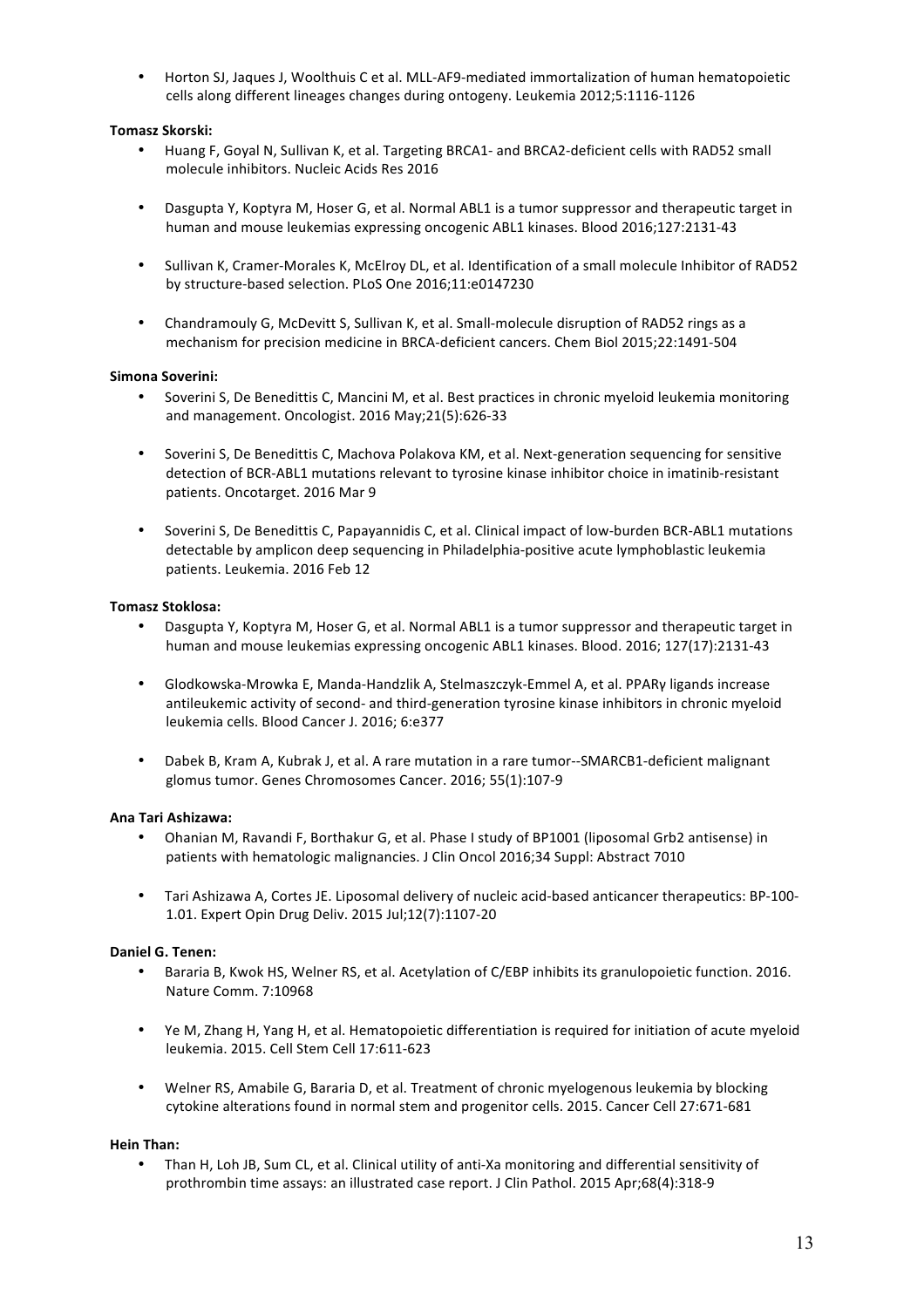- Horton SJ, Jaques J, Woolthuis C et al. MLL-AF9-mediated immortalization of human hematopoietic cells along different lineages changes during ontogeny. Leukemia 2012;5:1116-1126

**Tomasz Skorski:**

- Huang F, Goyal N, Sullivan K, et al. Targeting BRCA1- and BRCA2-deficient cells with RAD52 small molecule inhibitors. Nucleic Acids Res 2016
- Dasgupta Y, Koptyra M, Hoser G, et al. Normal ABL1 is a tumor suppressor and therapeutic target in human and mouse leukemias expressing oncogenic ABL1 kinases. Blood 2016;127:2131-43
- Sullivan K, Cramer-Morales K, McElroy DL, et al. Identification of a small molecule Inhibitor of RAD52 by structure-based selection. PLoS One 2016;11:e0147230
- Chandramouly G, McDevitt S, Sullivan K, et al. Small-molecule disruption of RAD52 rings as a mechanism for precision medicine in BRCA-deficient cancers. Chem Biol 2015;22:1491-504

**Simona Soverini:**

- Soverini S, De Benedittis C, Mancini M, et al. Best practices in chronic myeloid leukemia monitoring and management. Oncologist. 2016 May;21(5):626-33
- Soverini S, De Benedittis C, Machova Polakova KM, et al. Next-generation sequencing for sensitive detection of BCR-ABL1 mutations relevant to tyrosine kinase inhibitor choice in imatinib-resistant patients. Oncotarget. 2016 Mar 9
- Soverini S, De Benedittis C, Papayannidis C, et al. Clinical impact of low-burden BCR-ABL1 mutations detectable by amplicon deep sequencing in Philadelphia-positive acute lymphoblastic leukemia patients. Leukemia. 2016 Feb 12

**Tomasz Stoklosa:**

- Dasgupta Y, Koptyra M, Hoser G, et al. Normal ABL1 is a tumor suppressor and therapeutic target in human and mouse leukemias expressing oncogenic ABL1 kinases. Blood. 2016; 127(17):2131-43
- Glodkowska-Mrowka E, Manda-Handzlik A, Stelmaszczyk-Emmel A, et al. PPARγ ligands increase antileukemic activity of second- and third-generation tyrosine kinase inhibitors in chronic myeloid leukemia cells. Blood Cancer J. 2016; 6:e377
- Dabek B, Kram A, Kubrak J, et al. A rare mutation in a rare tumor--SMARCB1-deficient malignant glomus tumor. Genes Chromosomes Cancer. 2016; 55(1):107-9

**Ana Tari Ashizawa:**

- Ohanian M, Ravandi F, Borthakur G, et al. Phase I study of BP1001 (liposomal Grb2 antisense) in patients with hematologic malignancies. J Clin Oncol 2016;34 Suppl: Abstract 7010
- Tari Ashizawa A, Cortes JE. Liposomal delivery of nucleic acid-based anticancer therapeutics: BP-100-1.01. Expert Opin Drug Deliv. 2015 Jul;12(7):1107-20

**Daniel G. Tenen:**

- Bararia B, Kwok HS, Welner RS, et al. Acetylation of C/EBP inhibits its granulopoietic function. 2016. Nature Comm. 7:10968
- Ye M, Zhang H, Yang H, et al. Hematopoietic differentiation is required for initiation of acute myeloid leukemia. 2015. Cell Stem Cell 17:611-623
- Welner RS, Amabile G, Bararia D, et al. Treatment of chronic myelogenous leukemia by blocking cytokine alterations found in normal stem and progenitor cells. 2015. Cancer Cell 27:671-681

**Hein Than:**

- Than H, Loh JB, Sum CL, et al. Clinical utility of anti-Xa monitoring and differential sensitivity of prothrombin time assays: an illustrated case report. J Clin Pathol. 2015 Apr;68(4):318-9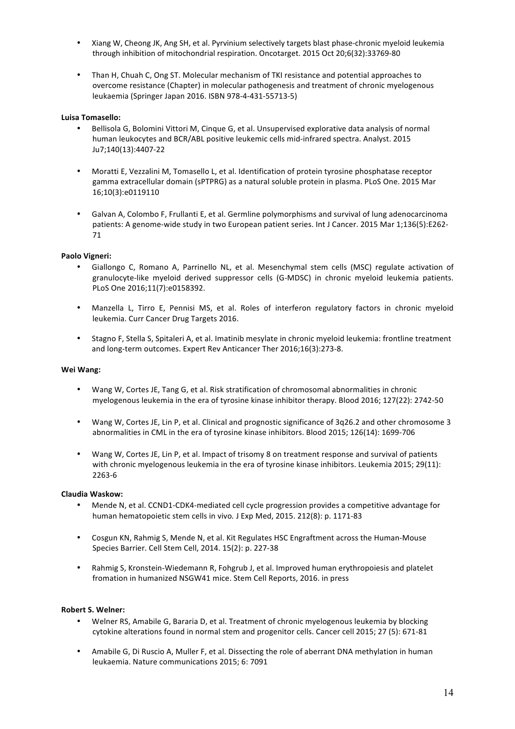- Xiang W, Cheong JK, Ang SH, et al. Pyrvinium selectively targets blast phase-chronic myeloid leukemia through inhibition of mitochondrial respiration. Oncotarget. 2015 Oct 20;6(32):33769-80

- Than H, Chuah C, Ong ST. Molecular mechanism of TKI resistance and potential approaches to overcome resistance (Chapter) in molecular pathogenesis and treatment of chronic myelogenous leukaemia (Springer Japan 2016. ISBN 978-4-431-55713-5)

**Luisa Tomasello:**

- Bellisola G, Bolomini Vittori M, Cinque G, et al. Unsupervised explorative data analysis of normal human leukocytes and BCR/ABL positive leukemic cells mid-infrared spectra. Analyst. 2015 Ju7;140(13):4407-22

- Moratti E, Vezzalini M, Tomasello L, et al. Identification of protein tyrosine phosphatase receptor gamma extracellular domain (sPTPRG) as a natural soluble protein in plasma. PLoS One. 2015 Mar 16;10(3):e0119110

- Galvan A, Colombo F, Frullanti E, et al. Germline polymorphisms and survival of lung adenocarcinoma patients: A genome-wide study in two European patient series. Int J Cancer. 2015 Mar 1;136(5):E262-71

**Paolo Vigneri:**

- Giallongo C, Romano A, Parrinello NL, et al. Mesenchymal stem cells (MSC) regulate activation of granulocyte-like myeloid derived suppressor cells (G-MDSC) in chronic myeloid leukemia patients. PLoS One 2016;11(7):e0158392.

- Manzella L, Tirro E, Pennisi MS, et al. Roles of interferon regulatory factors in chronic myeloid leukemia. Curr Cancer Drug Targets 2016.

- Stagno F, Stella S, Spitaleri A, et al. Imatinib mesylate in chronic myeloid leukemia: frontline treatment and long-term outcomes. Expert Rev Anticancer Ther 2016;16(3):273-8.

**Wei Wang:**

- Wang W, Cortes JE, Tang G, et al. Risk stratification of chromosomal abnormalities in chronic myelogenous leukemia in the era of tyrosine kinase inhibitor therapy. Blood 2016; 127(22): 2742-50

- Wang W, Cortes JE, Lin P, et al. Clinical and prognostic significance of 3q26.2 and other chromosome 3 abnormalities in CML in the era of tyrosine kinase inhibitors. Blood 2015; 126(14): 1699-706

- Wang W, Cortes JE, Lin P, et al. Impact of trisomy 8 on treatment response and survival of patients with chronic myelogenous leukemia in the era of tyrosine kinase inhibitors. Leukemia 2015; 29(11): 2263-6

**Claudia Waskow:**

- Mende N, et al. CCND1-CDK4-mediated cell cycle progression provides a competitive advantage for human hematopoietic stem cells in vivo. J Exp Med, 2015. 212(8): p. 1171-83

- Cosgun KN, Rahmig S, Mende N, et al. Kit Regulates HSC Engraftment across the Human-Mouse Species Barrier. Cell Stem Cell, 2014. 15(2): p. 227-38

- Rahmig S, Kronstein-Wiedemann R, Fohgrub J, et al. Improved human erythropoiesis and platelet fromation in humanized NSGW41 mice. Stem Cell Reports, 2016. in press

**Robert S. Welner:**

- Welner RS, Amabile G, Bararia D, et al. Treatment of chronic myelogenous leukemia by blocking cytokine alterations found in normal stem and progenitor cells. Cancer cell 2015; 27 (5): 671-81

- Amabile G, Di Ruscio A, Muller F, et al. Dissecting the role of aberrant DNA methylation in human leukaemia. Nature communications 2015; 6: 7091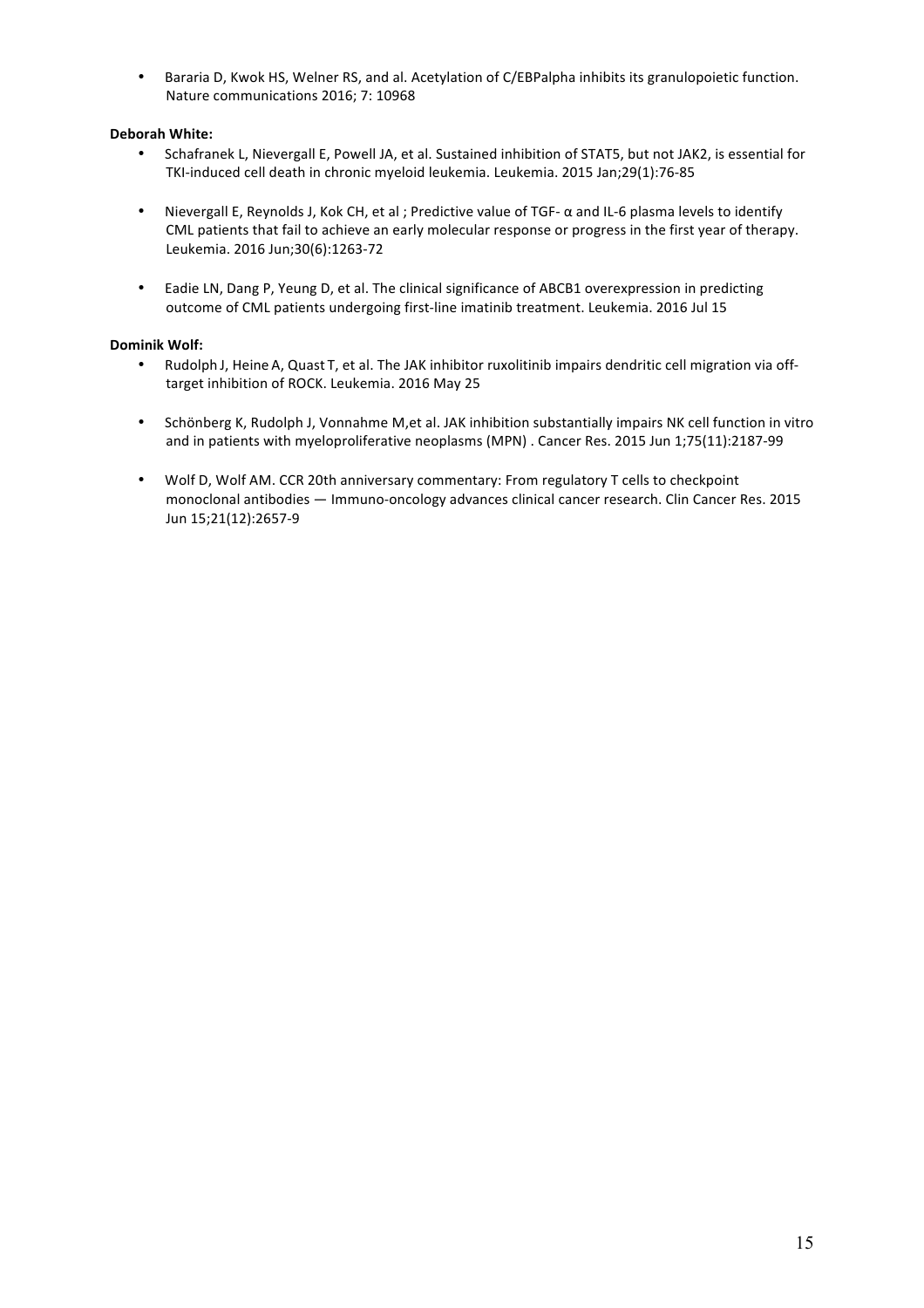- Bararia D, Kwok HS, Welner RS, and al. Acetylation of C/EBPalpha inhibits its granulopoietic function. Nature communications 2016; 7: 10968

**Deborah White:**

- Schafranek L, Nievergall E, Powell JA, et al. Sustained inhibition of STAT5, but not JAK2, is essential for TKI-induced cell death in chronic myeloid leukemia. Leukemia. 2015 Jan;29(1):76-85

- Nievergall E, Reynolds J, Kok CH, et al ; Predictive value of TGF- α and IL-6 plasma levels to identify CML patients that fail to achieve an early molecular response or progress in the first year of therapy. Leukemia. 2016 Jun;30(6):1263-72

- Eadie LN, Dang P, Yeung D, et al. The clinical significance of ABCB1 overexpression in predicting outcome of CML patients undergoing first-line imatinib treatment. Leukemia. 2016 Jul 15

**Dominik Wolf:**

- Rudolph J, Heine A, Quast T, et al. The JAK inhibitor ruxolitinib impairs dendritic cell migration via off-target inhibition of ROCK. Leukemia. 2016 May 25

- Schönberg K, Rudolph J, Vonnahme M,et al. JAK inhibition substantially impairs NK cell function in vitro and in patients with myeloproliferative neoplasms (MPN) . Cancer Res. 2015 Jun 1;75(11):2187-99

- Wolf D, Wolf AM. CCR 20th anniversary commentary: From regulatory T cells to checkpoint monoclonal antibodies — Immuno-oncology advances clinical cancer research. Clin Cancer Res. 2015 Jun 15;21(12):2657-9